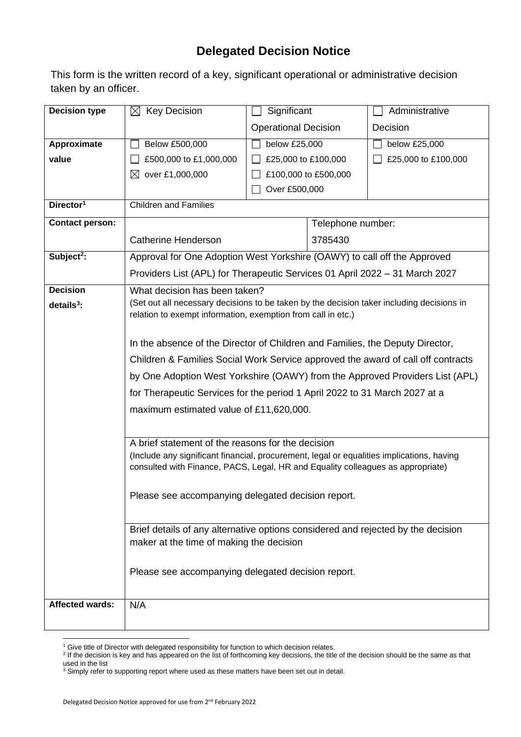# Delegated Decision Notice

This form is the written record of a key, significant operational or administrative decision taken by an officer.

| Decision type | ☒ Key Decision | ☐ Significant Operational Decision | ☐ Administrative Decision |
|---|---|---|---|
| Approximate value | ☐ Below £500,000<br>☐ £500,000 to £1,000,000<br>☒ over £1,000,000 | ☐ below £25,000<br>☐ £25,000 to £100,000<br>☐ £100,000 to £500,000<br>☐ Over £500,000 | ☐ below £25,000<br>☐ £25,000 to £100,000 |
| Director[1] | Children and Families | | |
| Contact person: | Catherine Henderson | Telephone number: 3785430 | |
| Subject[2]: | Approval for One Adoption West Yorkshire (OAWY) to call off the Approved Providers List (APL) for Therapeutic Services 01 April 2022 – 31 March 2027 | | |
| Decision details[3]: | What decision has been taken?<br>(Set out all necessary decisions to be taken by the decision taker including decisions in relation to exempt information, exemption from call in etc.)<br><br>In the absence of the Director of Children and Families, the Deputy Director, Children & Families Social Work Service approved the award of call off contracts by One Adoption West Yorkshire (OAWY) from the Approved Providers List (APL) for Therapeutic Services for the period 1 April 2022 to 31 March 2027 at a maximum estimated value of £11,620,000. | | |
| | A brief statement of the reasons for the decision<br>(Include any significant financial, procurement, legal or equalities implications, having consulted with Finance, PACS, Legal, HR and Equality colleagues as appropriate)<br><br>Please see accompanying delegated decision report. | | |
| | Brief details of any alternative options considered and rejected by the decision maker at the time of making the decision<br><br>Please see accompanying delegated decision report. | | |
| Affected wards: | N/A | | |

[1] Give title of Director with delegated responsibility for function to which decision relates.
[2] If the decision is key and has appeared on the list of forthcoming key decisions, the title of the decision should be the same as that used in the list
[3] Simply refer to supporting report where used as these matters have been set out in detail.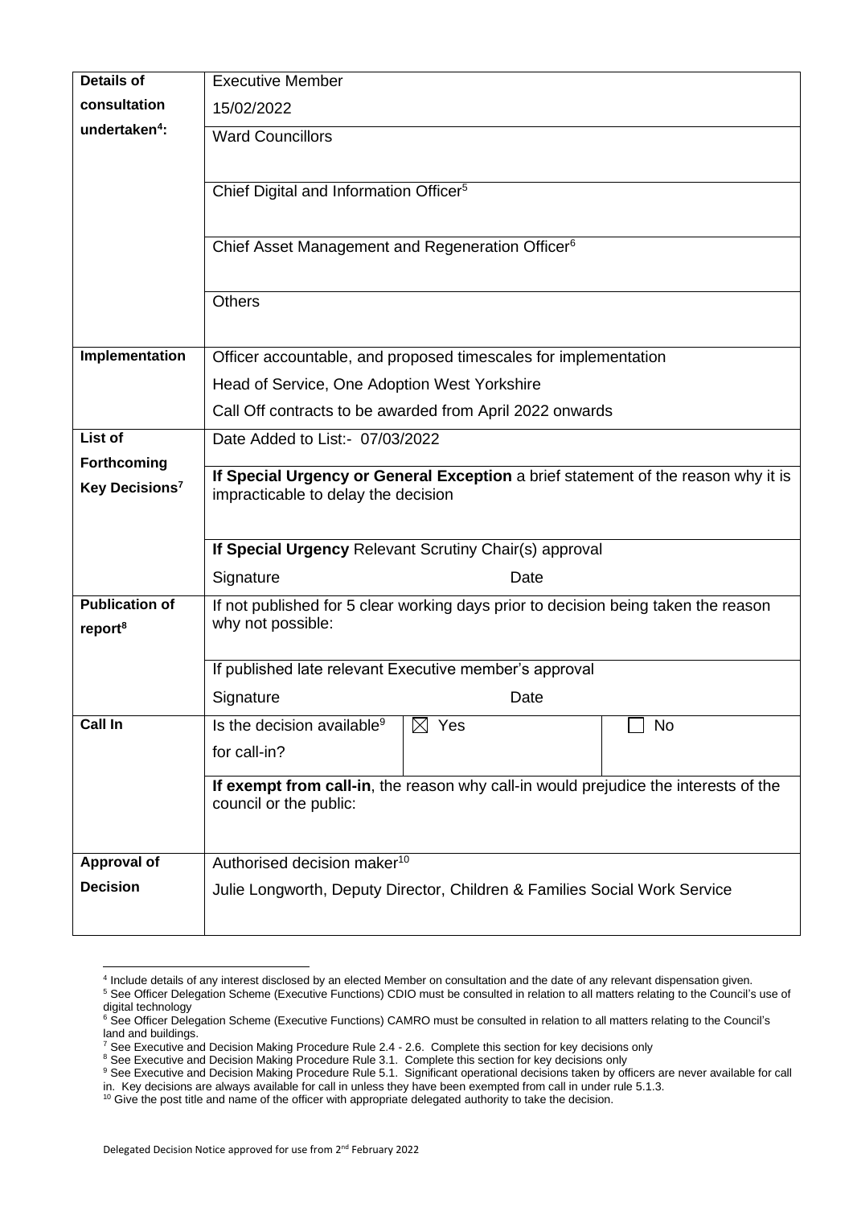| Details of consultation undertaken[4]: | Executive Member<br>15/02/2022 | | |
|---|---|---|---|
| | Ward Councillors | | |
| | Chief Digital and Information Officer[5] | | |
| | Chief Asset Management and Regeneration Officer[6] | | |
| | Others | | |
| **Implementation** | Officer accountable, and proposed timescales for implementation<br>Head of Service, One Adoption West Yorkshire<br>Call Off contracts to be awarded from April 2022 onwards | | |
| **List of Forthcoming Key Decisions[7]** | Date Added to List:- 07/03/2022 | | |
| | **If Special Urgency or General Exception** a brief statement of the reason why it is impracticable to delay the decision | | |
| | **If Special Urgency** Relevant Scrutiny Chair(s) approval<br>Signature Date | | |
| **Publication of report[8]** | If not published for 5 clear working days prior to decision being taken the reason why not possible: | | |
| | If published late relevant Executive member's approval<br>Signature Date | | |
| **Call In** | Is the decision available[9] for call-in? | ☒ Yes | ☐ No |
| | **If exempt from call-in**, the reason why call-in would prejudice the interests of the council or the public: | | |
| **Approval of Decision** | Authorised decision maker[10]<br>Julie Longworth, Deputy Director, Children & Families Social Work Service | | |

[4] Include details of any interest disclosed by an elected Member on consultation and the date of any relevant dispensation given.
[5] See Officer Delegation Scheme (Executive Functions) CDIO must be consulted in relation to all matters relating to the Council's use of digital technology
[6] See Officer Delegation Scheme (Executive Functions) CAMRO must be consulted in relation to all matters relating to the Council's land and buildings.
[7] See Executive and Decision Making Procedure Rule 2.4 - 2.6. Complete this section for key decisions only
[8] See Executive and Decision Making Procedure Rule 3.1. Complete this section for key decisions only
[9] See Executive and Decision Making Procedure Rule 5.1. Significant operational decisions taken by officers are never available for call in. Key decisions are always available for call in unless they have been exempted from call in under rule 5.1.3.
[10] Give the post title and name of the officer with appropriate delegated authority to take the decision.

Delegated Decision Notice approved for use from 2nd February 2022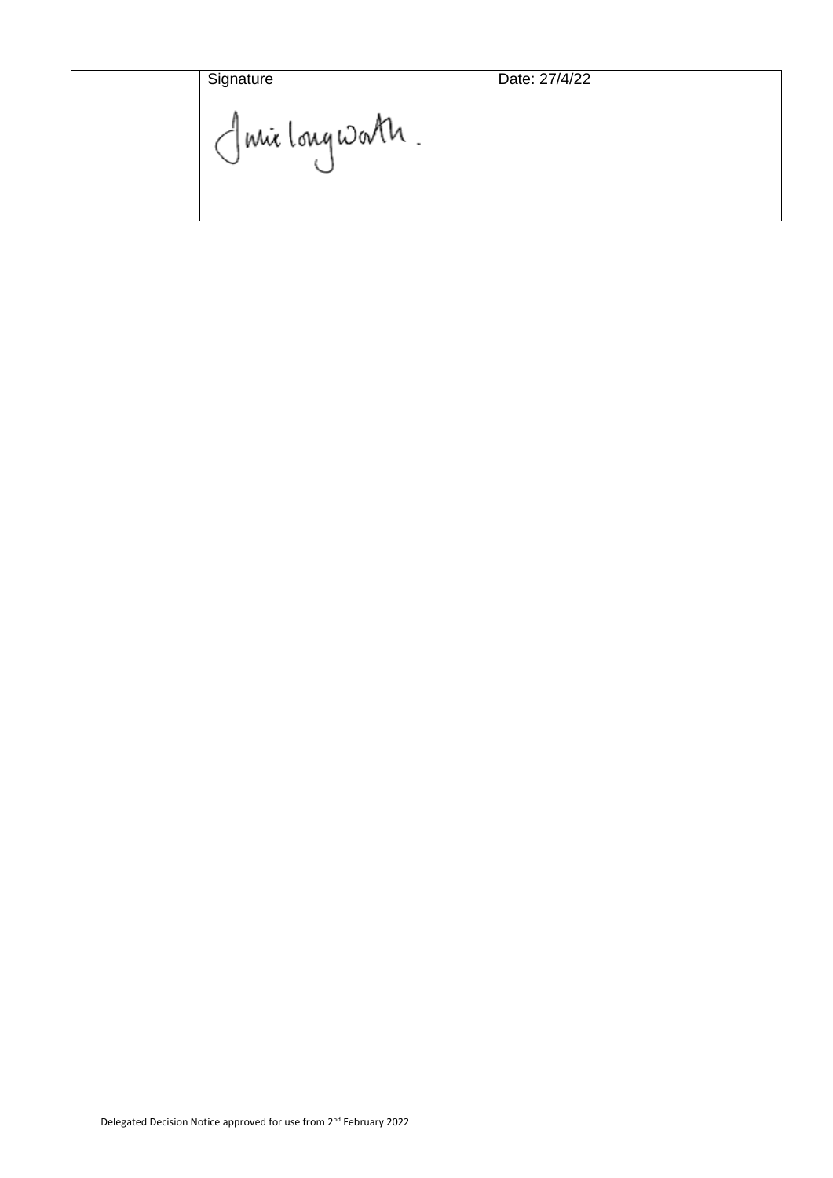| | | |
|---|---|---|
| | Signature<br>Jamie Longworth. | Date: 27/4/22 |

Delegated Decision Notice approved for use from 2nd February 2022